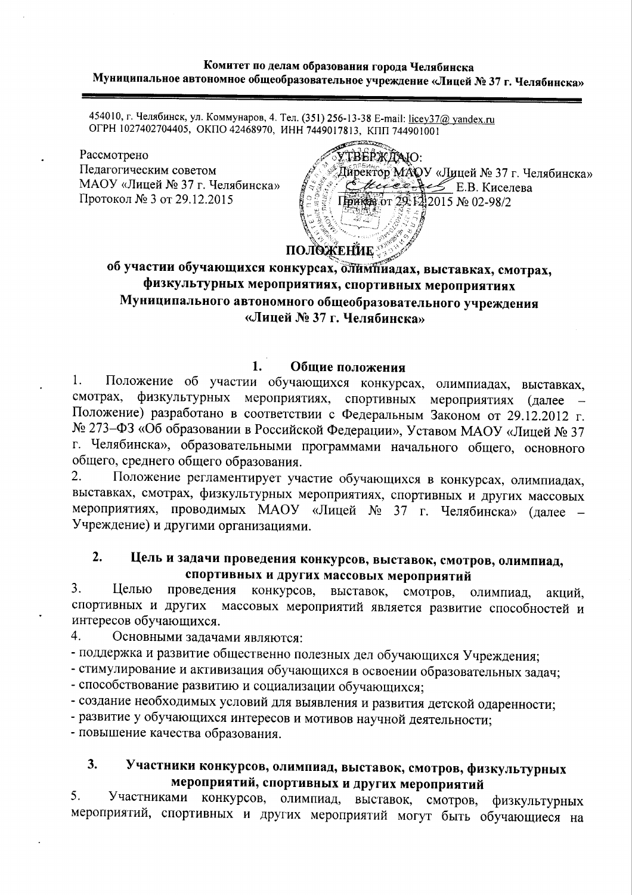**Комитет по делам образования города Челябинска**
**Муниципальное автономное общеобразовательное учреждение «Лицей № 37 г. Челябинска»**

454010, г. Челябинск, ул. Коммунаров, 4. Тел. (351) 256-13-38 E-mail: licey37@ yandex.ru
ОГРН 1027402704405, ОКПО 42468970, ИНН 7449017813, КПП 744901001

Рассмотрено
Педагогическим советом
МАОУ «Лицей № 37 г. Челябинска»
Протокол № 3 от 29.12.2015

УТВЕРЖДАЮ:
Директор МАОУ «Лицей № 37 г. Челябинска»
_______ Е.В. Киселева
Приказ от 29.12.2015 № 02-98/2

# ПОЛОЖЕНИЕ
## об участии обучающихся конкурсах, олимпиадах, выставках, смотрах, физкультурных мероприятиях, спортивных мероприятиях Муниципального автономного общеобразовательного учреждения «Лицей № 37 г. Челябинска»

### 1. Общие положения

1. Положение об участии обучающихся конкурсах, олимпиадах, выставках, смотрах, физкультурных мероприятиях, спортивных мероприятиях (далее – Положение) разработано в соответствии с Федеральным Законом от 29.12.2012 г. № 273–ФЗ «Об образовании в Российской Федерации», Уставом МАОУ «Лицей № 37 г. Челябинска», образовательными программами начального общего, основного общего, среднего общего образования.
2. Положение регламентирует участие обучающихся в конкурсах, олимпиадах, выставках, смотрах, физкультурных мероприятиях, спортивных и других массовых мероприятиях, проводимых МАОУ «Лицей № 37 г. Челябинска» (далее – Учреждение) и другими организациями.

### 2. Цель и задачи проведения конкурсов, выставок, смотров, олимпиад, спортивных и других массовых мероприятий

3. Целью проведения конкурсов, выставок, смотров, олимпиад, акций, спортивных и других массовых мероприятий является развитие способностей и интересов обучающихся.
4. Основными задачами являются:
- поддержка и развитие общественно полезных дел обучающихся Учреждения;
- стимулирование и активизация обучающихся в освоении образовательных задач;
- способствование развитию и социализации обучающихся;
- создание необходимых условий для выявления и развития детской одаренности;
- развитие у обучающихся интересов и мотивов научной деятельности;
- повышение качества образования.

### 3. Участники конкурсов, олимпиад, выставок, смотров, физкультурных мероприятий, спортивных и других мероприятий

5. Участниками конкурсов, олимпиад, выставок, смотров, физкультурных мероприятий, спортивных и других мероприятий могут быть обучающиеся на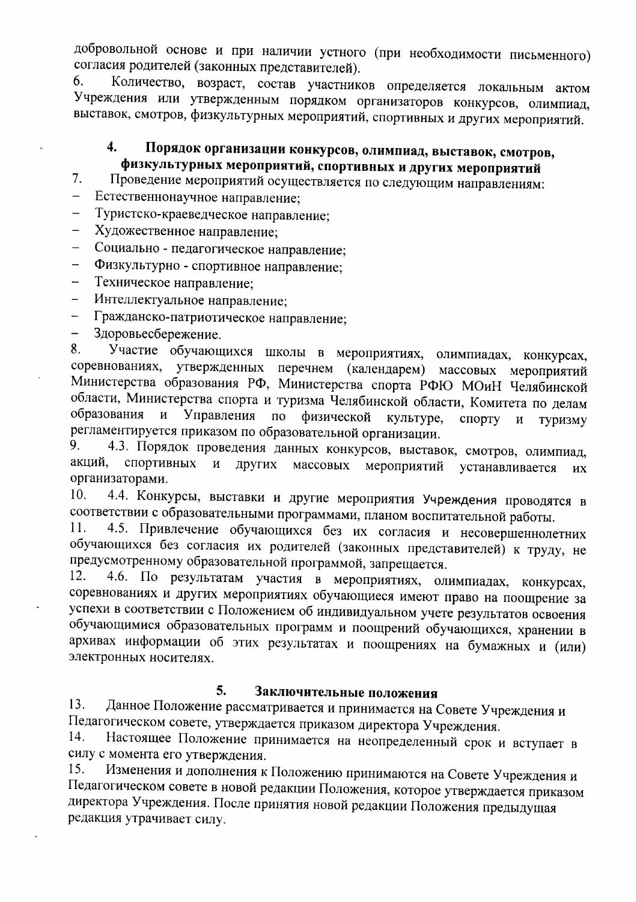добровольной основе и при наличии устного (при необходимости письменного) согласия родителей (законных представителей).

6. Количество, возраст, состав участников определяется локальным актом Учреждения или утвержденным порядком организаторов конкурсов, олимпиад, выставок, смотров, физкультурных мероприятий, спортивных и других мероприятий.

## 4. Порядок организации конкурсов, олимпиад, выставок, смотров, физкультурных мероприятий, спортивных и других мероприятий

7. Проведение мероприятий осуществляется по следующим направлениям:

- Естественнонаучное направление;
- Туристско-краеведческое направление;
- Художественное направление;
- Социально - педагогическое направление;
- Физкультурно - спортивное направление;
- Техническое направление;
- Интеллектуальное направление;
- Гражданско-патриотическое направление;
- Здоровьесбережение.

8. Участие обучающихся школы в мероприятиях, олимпиадах, конкурсах, соревнованиях, утвержденных перечнем (календарем) массовых мероприятий Министерства образования РФ, Министерства спорта РФЮ МОиН Челябинской области, Министерства спорта и туризма Челябинской области, Комитета по делам образования и Управления по физической культуре, спорту и туризму регламентируется приказом по образовательной организации.

9. 4.3. Порядок проведения данных конкурсов, выставок, смотров, олимпиад, акций, спортивных и других массовых мероприятий устанавливается их организаторами.

10. 4.4. Конкурсы, выставки и другие мероприятия Учреждения проводятся в соответствии с образовательными программами, планом воспитательной работы.

11. 4.5. Привлечение обучающихся без их согласия и несовершеннолетних обучающихся без согласия их родителей (законных представителей) к труду, не предусмотренному образовательной программой, запрещается.

12. 4.6. По результатам участия в мероприятиях, олимпиадах, конкурсах, соревнованиях и других мероприятиях обучающиеся имеют право на поощрение за успехи в соответствии с Положением об индивидуальном учете результатов освоения обучающимися образовательных программ и поощрений обучающихся, хранении в архивах информации об этих результатах и поощрениях на бумажных и (или) электронных носителях.

## 5. Заключительные положения

13. Данное Положение рассматривается и принимается на Совете Учреждения и Педагогическом совете, утверждается приказом директора Учреждения.

14. Настоящее Положение принимается на неопределенный срок и вступает в силу с момента его утверждения.

15. Изменения и дополнения к Положению принимаются на Совете Учреждения и Педагогическом совете в новой редакции Положения, которое утверждается приказом директора Учреждения. После принятия новой редакции Положения предыдущая редакция утрачивает силу.